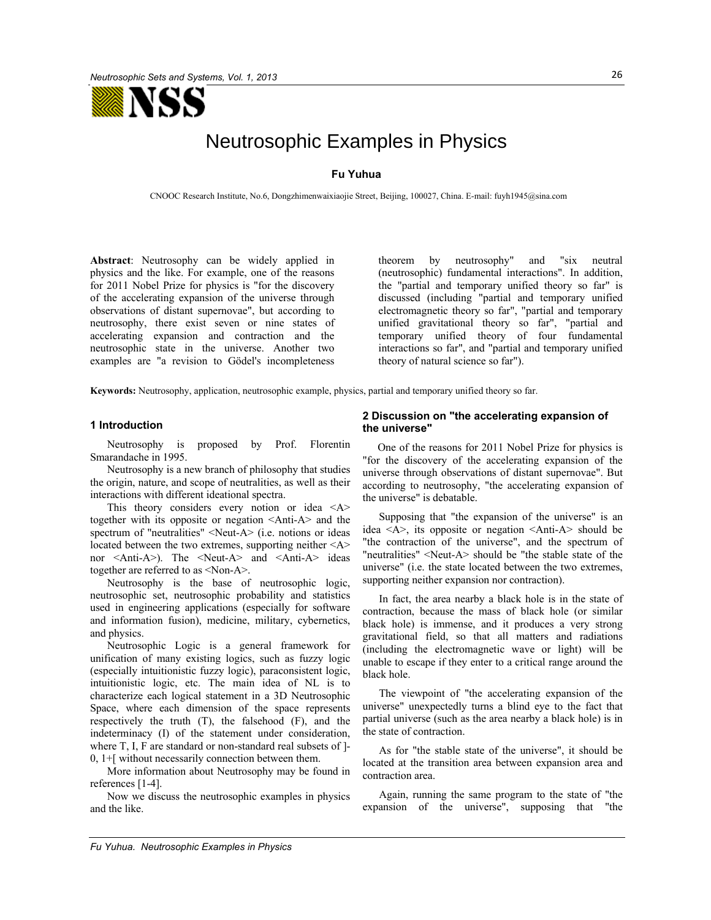# Neutrosophic Examples in Physics

**Fu Yuhua**

CNOOC Research Institute, No.6, Dongzhimenwaixiaojie Street, Beijing, 100027, China. E-mail: fuyh1945@sina.com

**Abstract**: Neutrosophy can be widely applied in physics and the like. For example, one of the reasons for 2011 Nobel Prize for physics is "for the discovery of the accelerating expansion of the universe through observations of distant supernovae", but according to neutrosophy, there exist seven or nine states of accelerating expansion and contraction and the neutrosophic state in the universe. Another two examples are "a revision to Gödel's incompleteness theorem by neutrosophy" and "six neutral (neutrosophic) fundamental interactions". In addition, the "partial and temporary unified theory so far" is discussed (including "partial and temporary unified electromagnetic theory so far", "partial and temporary unified gravitational theory so far", "partial and temporary unified theory of four fundamental interactions so far", and "partial and temporary unified theory of natural science so far").

**Keywords:** Neutrosophy, application, neutrosophic example, physics, partial and temporary unified theory so far.

## 1 Introduction

Neutrosophy is proposed by Prof. Florentin Smarandache in 1995.

Neutrosophy is a new branch of philosophy that studies the origin, nature, and scope of neutralities, as well as their interactions with different ideational spectra.

This theory considers every notion or idea <A> together with its opposite or negation <Anti-A> and the spectrum of "neutralities" <Neut-A> (i.e. notions or ideas located between the two extremes, supporting neither <A> nor <Anti-A>). The <Neut-A> and <Anti-A> ideas together are referred to as <Non-A>.

Neutrosophy is the base of neutrosophic logic, neutrosophic set, neutrosophic probability and statistics used in engineering applications (especially for software and information fusion), medicine, military, cybernetics, and physics.

Neutrosophic Logic is a general framework for unification of many existing logics, such as fuzzy logic (especially intuitionistic fuzzy logic), paraconsistent logic, intuitionistic logic, etc. The main idea of NL is to characterize each logical statement in a 3D Neutrosophic Space, where each dimension of the space represents respectively the truth (T), the falsehood (F), and the indeterminacy (I) of the statement under consideration, where T, I, F are standard or non-standard real subsets of ]-0, 1+[ without necessarily connection between them.

More information about Neutrosophy may be found in references [1-4].

Now we discuss the neutrosophic examples in physics and the like.

## 2 Discussion on "the accelerating expansion of the universe"

One of the reasons for 2011 Nobel Prize for physics is "for the discovery of the accelerating expansion of the universe through observations of distant supernovae". But according to neutrosophy, "the accelerating expansion of the universe" is debatable.

Supposing that "the expansion of the universe" is an idea <A>, its opposite or negation <Anti-A> should be "the contraction of the universe", and the spectrum of "neutralities" <Neut-A> should be "the stable state of the universe" (i.e. the state located between the two extremes, supporting neither expansion nor contraction).

In fact, the area nearby a black hole is in the state of contraction, because the mass of black hole (or similar black hole) is immense, and it produces a very strong gravitational field, so that all matters and radiations (including the electromagnetic wave or light) will be unable to escape if they enter to a critical range around the black hole.

The viewpoint of "the accelerating expansion of the universe" unexpectedly turns a blind eye to the fact that partial universe (such as the area nearby a black hole) is in the state of contraction.

As for "the stable state of the universe", it should be located at the transition area between expansion area and contraction area.

Again, running the same program to the state of "the expansion of the universe", supposing that "the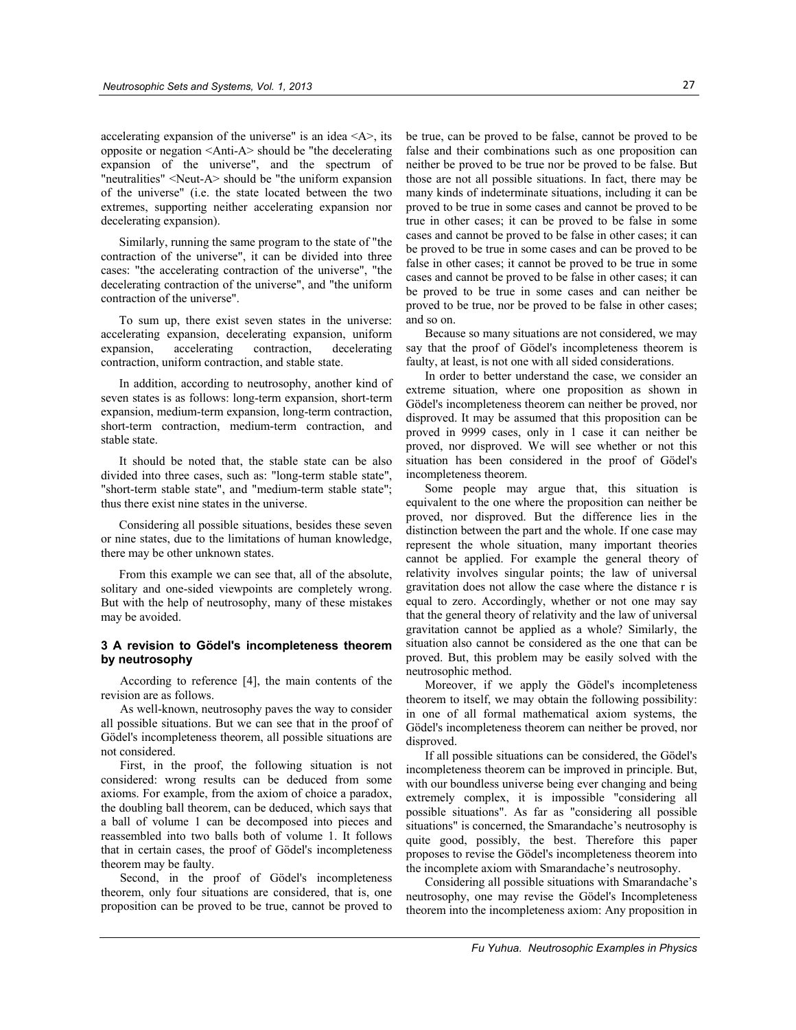accelerating expansion of the universe" is an idea <A>, its opposite or negation <Anti-A> should be "the decelerating expansion of the universe", and the spectrum of "neutralities" <Neut-A> should be "the uniform expansion of the universe" (i.e. the state located between the two extremes, supporting neither accelerating expansion nor decelerating expansion).

Similarly, running the same program to the state of "the contraction of the universe", it can be divided into three cases: "the accelerating contraction of the universe", "the decelerating contraction of the universe", and "the uniform contraction of the universe".

To sum up, there exist seven states in the universe: accelerating expansion, decelerating expansion, uniform expansion, accelerating contraction, decelerating contraction, uniform contraction, and stable state.

In addition, according to neutrosophy, another kind of seven states is as follows: long-term expansion, short-term expansion, medium-term expansion, long-term contraction, short-term contraction, medium-term contraction, and stable state.

It should be noted that, the stable state can be also divided into three cases, such as: "long-term stable state", "short-term stable state", and "medium-term stable state"; thus there exist nine states in the universe.

Considering all possible situations, besides these seven or nine states, due to the limitations of human knowledge, there may be other unknown states.

From this example we can see that, all of the absolute, solitary and one-sided viewpoints are completely wrong. But with the help of neutrosophy, many of these mistakes may be avoided.

### 3 A revision to Gödel's incompleteness theorem by neutrosophy

According to reference [4], the main contents of the revision are as follows.

As well-known, neutrosophy paves the way to consider all possible situations. But we can see that in the proof of Gödel's incompleteness theorem, all possible situations are not considered.

First, in the proof, the following situation is not considered: wrong results can be deduced from some axioms. For example, from the axiom of choice a paradox, the doubling ball theorem, can be deduced, which says that a ball of volume 1 can be decomposed into pieces and reassembled into two balls both of volume 1. It follows that in certain cases, the proof of Gödel's incompleteness theorem may be faulty.

Second, in the proof of Gödel's incompleteness theorem, only four situations are considered, that is, one proposition can be proved to be true, cannot be proved to be true, can be proved to be false, cannot be proved to be false and their combinations such as one proposition can neither be proved to be true nor be proved to be false. But those are not all possible situations. In fact, there may be many kinds of indeterminate situations, including it can be proved to be true in some cases and cannot be proved to be true in other cases; it can be proved to be false in some cases and cannot be proved to be false in other cases; it can be proved to be true in some cases and can be proved to be false in other cases; it cannot be proved to be true in some cases and cannot be proved to be false in other cases; it can be proved to be true in some cases and can neither be proved to be true, nor be proved to be false in other cases; and so on.

Because so many situations are not considered, we may say that the proof of Gödel's incompleteness theorem is faulty, at least, is not one with all sided considerations.

In order to better understand the case, we consider an extreme situation, where one proposition as shown in Gödel's incompleteness theorem can neither be proved, nor disproved. It may be assumed that this proposition can be proved in 9999 cases, only in 1 case it can neither be proved, nor disproved. We will see whether or not this situation has been considered in the proof of Gödel's incompleteness theorem.

Some people may argue that, this situation is equivalent to the one where the proposition can neither be proved, nor disproved. But the difference lies in the distinction between the part and the whole. If one case may represent the whole situation, many important theories cannot be applied. For example the general theory of relativity involves singular points; the law of universal gravitation does not allow the case where the distance r is equal to zero. Accordingly, whether or not one may say that the general theory of relativity and the law of universal gravitation cannot be applied as a whole? Similarly, the situation also cannot be considered as the one that can be proved. But, this problem may be easily solved with the neutrosophic method.

Moreover, if we apply the Gödel's incompleteness theorem to itself, we may obtain the following possibility: in one of all formal mathematical axiom systems, the Gödel's incompleteness theorem can neither be proved, nor disproved.

If all possible situations can be considered, the Gödel's incompleteness theorem can be improved in principle. But, with our boundless universe being ever changing and being extremely complex, it is impossible "considering all possible situations". As far as "considering all possible situations" is concerned, the Smarandache's neutrosophy is quite good, possibly, the best. Therefore this paper proposes to revise the Gödel's incompleteness theorem into the incomplete axiom with Smarandache's neutrosophy.

Considering all possible situations with Smarandache's neutrosophy, one may revise the Gödel's Incompleteness theorem into the incompleteness axiom: Any proposition in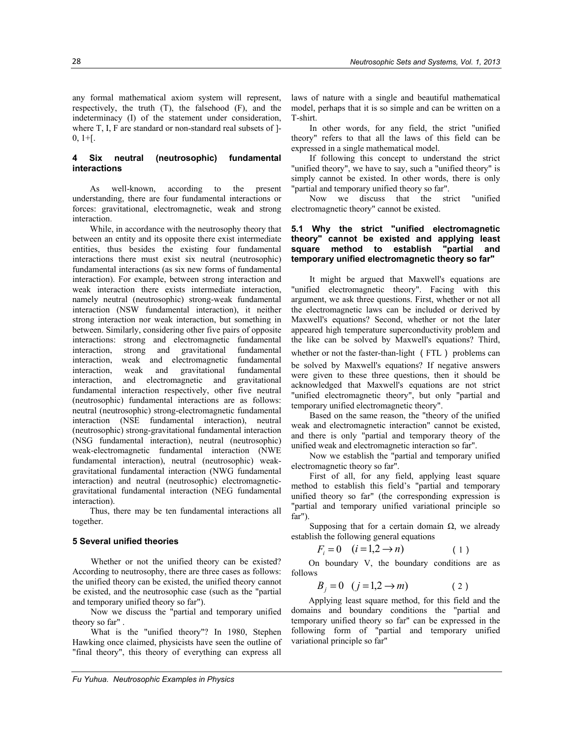any formal mathematical axiom system will represent, respectively, the truth (T), the falsehood (F), and the indeterminacy (I) of the statement under consideration, where T, I, F are standard or non-standard real subsets of ]-0, 1+[.

## 4 Six neutral (neutrosophic) fundamental interactions

As well-known, according to the present understanding, there are four fundamental interactions or forces: gravitational, electromagnetic, weak and strong interaction.

While, in accordance with the neutrosophy theory that between an entity and its opposite there exist intermediate entities, thus besides the existing four fundamental interactions there must exist six neutral (neutrosophic) fundamental interactions (as six new forms of fundamental interaction). For example, between strong interaction and weak interaction there exists intermediate interaction, namely neutral (neutrosophic) strong-weak fundamental interaction (NSW fundamental interaction), it neither strong interaction nor weak interaction, but something in between. Similarly, considering other five pairs of opposite interactions: strong and electromagnetic fundamental interaction, strong and gravitational fundamental interaction, weak and electromagnetic fundamental interaction, weak and gravitational fundamental interaction, and electromagnetic and gravitational fundamental interaction respectively, other five neutral (neutrosophic) fundamental interactions are as follows: neutral (neutrosophic) strong-electromagnetic fundamental interaction (NSE fundamental interaction), neutral (neutrosophic) strong-gravitational fundamental interaction (NSG fundamental interaction), neutral (neutrosophic) weak-electromagnetic fundamental interaction (NWE fundamental interaction), neutral (neutrosophic) weak-gravitational fundamental interaction (NWG fundamental interaction) and neutral (neutrosophic) electromagnetic-gravitational fundamental interaction (NEG fundamental interaction).

Thus, there may be ten fundamental interactions all together.

## 5 Several unified theories

Whether or not the unified theory can be existed? According to neutrosophy, there are three cases as follows: the unified theory can be existed, the unified theory cannot be existed, and the neutrosophic case (such as the "partial and temporary unified theory so far").

Now we discuss the "partial and temporary unified theory so far" .

What is the "unified theory"? In 1980, Stephen Hawking once claimed, physicists have seen the outline of "final theory", this theory of everything can express all laws of nature with a single and beautiful mathematical model, perhaps that it is so simple and can be written on a T-shirt.

In other words, for any field, the strict "unified theory" refers to that all the laws of this field can be expressed in a single mathematical model.

If following this concept to understand the strict "unified theory", we have to say, such a "unified theory" is simply cannot be existed. In other words, there is only "partial and temporary unified theory so far".

Now we discuss that the strict "unified electromagnetic theory" cannot be existed.

### 5.1 Why the strict "unified electromagnetic theory" cannot be existed and applying least square method to establish "partial and temporary unified electromagnetic theory so far"

It might be argued that Maxwell's equations are "unified electromagnetic theory". Facing with this argument, we ask three questions. First, whether or not all the electromagnetic laws can be included or derived by Maxwell's equations? Second, whether or not the later appeared high temperature superconductivity problem and the like can be solved by Maxwell's equations? Third, whether or not the faster-than-light（FTL）problems can be solved by Maxwell's equations? If negative answers were given to these three questions, then it should be acknowledged that Maxwell's equations are not strict "unified electromagnetic theory", but only "partial and temporary unified electromagnetic theory".

Based on the same reason, the "theory of the unified weak and electromagnetic interaction" cannot be existed, and there is only "partial and temporary theory of the unified weak and electromagnetic interaction so far".

Now we establish the "partial and temporary unified electromagnetic theory so far".

First of all, for any field, applying least square method to establish this field's "partial and temporary unified theory so far" (the corresponding expression is "partial and temporary unified variational principle so far").

Supposing that for a certain domain Ω, we already establish the following general equations

$$F_i = 0 \quad (i = 1,2 \rightarrow n) \qquad (1)$$

On boundary V, the boundary conditions are as follows

$$B_j = 0 \quad (j = 1,2 \rightarrow m) \qquad (2)$$

Applying least square method, for this field and the domains and boundary conditions the "partial and temporary unified theory so far" can be expressed in the following form of "partial and temporary unified variational principle so far"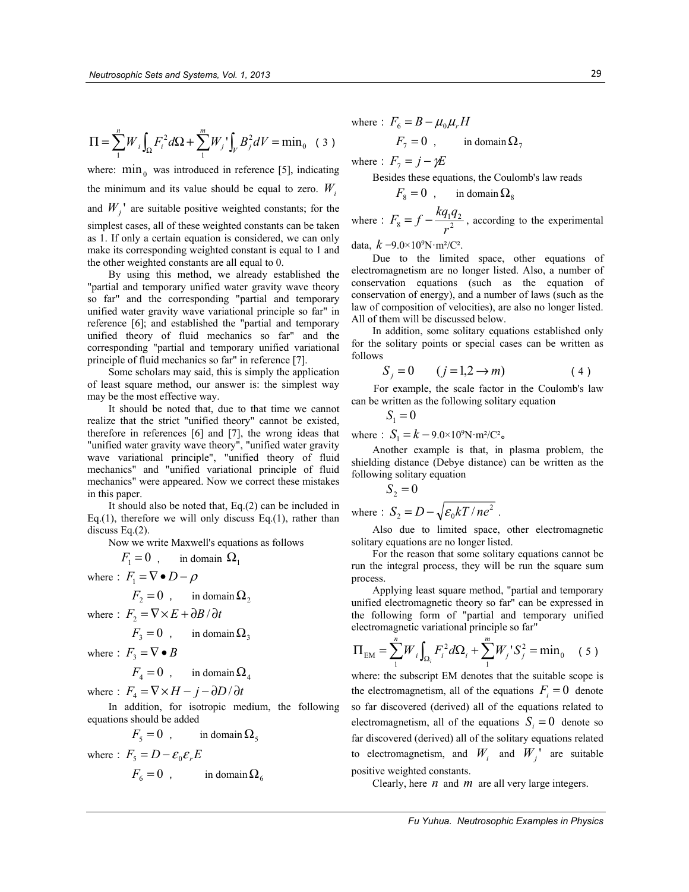$$\Pi = \sum_{1}^{n} W_i \int_{\Omega} F_i^2 d\Omega + \sum_{1}^{m} W_j' \int_V B_j^2 dV = \min{}_0 \quad (3)$$

where: $\min_0$ was introduced in reference [5], indicating the minimum and its value should be equal to zero. $W_i$ and $W_j'$ are suitable positive weighted constants; for the simplest cases, all of these weighted constants can be taken as 1. If only a certain equation is considered, we can only make its corresponding weighted constant is equal to 1 and the other weighted constants are all equal to 0.

By using this method, we already established the "partial and temporary unified water gravity wave theory so far" and the corresponding "partial and temporary unified water gravity wave variational principle so far" in reference [6]; and established the "partial and temporary unified theory of fluid mechanics so far" and the corresponding "partial and temporary unified variational principle of fluid mechanics so far" in reference [7].

Some scholars may said, this is simply the application of least square method, our answer is: the simplest way may be the most effective way.

It should be noted that, due to that time we cannot realize that the strict "unified theory" cannot be existed, therefore in references [6] and [7], the wrong ideas that "unified water gravity wave theory", "unified water gravity wave variational principle", "unified theory of fluid mechanics" and "unified variational principle of fluid mechanics" were appeared. Now we correct these mistakes in this paper.

It should also be noted that, Eq.(2) can be included in Eq.(1), therefore we will only discuss Eq.(1), rather than discuss Eq.(2).

Now we write Maxwell's equations as follows

$$F_1 = 0 \ , \quad \text{in domain } \Omega_1$$

where : $F_1 = \nabla \bullet D - \rho$

$$F_2 = 0 \ , \quad \text{in domain } \Omega_2$$

where : $F_2 = \nabla \times E + \partial B / \partial t$

$$F_3 = 0 \ , \quad \text{in domain } \Omega_3$$

where : $F_3 = \nabla \bullet B$

$$F_4 = 0 \ , \quad \text{in domain } \Omega_4$$

where : $F_4 = \nabla \times H - j - \partial D / \partial t$

In addition, for isotropic medium, the following equations should be added

$$F_5 = 0 \ , \quad \text{in domain } \Omega_5$$

where : $F_5 = D - \varepsilon_0 \varepsilon_r E$

$$F_6 = 0 \ , \quad \text{in domain } \Omega_6$$

where : $F_6 = B - \mu_0 \mu_r H$

$$F_7 = 0 \ , \quad \text{in domain } \Omega_7$$

where : $F_7 = j - \gamma E$

Besides these equations, the Coulomb's law reads

$$F_8 = 0 \ , \quad \text{in domain } \Omega_8$$

where : $F_8 = f - \dfrac{k q_1 q_2}{r^2}$, according to the experimental data, $k$ =9.0×10$^9$N·m²/C².

Due to the limited space, other equations of electromagnetism are no longer listed. Also, a number of conservation equations (such as the equation of conservation of energy), and a number of laws (such as the law of composition of velocities), are also no longer listed. All of them will be discussed below.

In addition, some solitary equations established only for the solitary points or special cases can be written as follows

$$S_j = 0 \qquad (j = 1, 2 \to m) \quad (4)$$

For example, the scale factor in the Coulomb's law can be written as the following solitary equation

$$S_1 = 0$$

where : $S_1 = k -$ 9.0×10$^9$N·m²/C²。

Another example is that, in plasma problem, the shielding distance (Debye distance) can be written as the following solitary equation

$$S_2 = 0$$

where : $S_2 = D - \sqrt{\varepsilon_0 k T / n e^2}$ .

Also due to limited space, other electromagnetic solitary equations are no longer listed.

For the reason that some solitary equations cannot be run the integral process, they will be run the square sum process.

Applying least square method, "partial and temporary unified electromagnetic theory so far" can be expressed in the following form of "partial and temporary unified electromagnetic variational principle so far"

$$\Pi_{\text{EM}} = \sum_{1}^{n} W_i \int_{\Omega_i} F_i^2 d\Omega_i + \sum_{1}^{m} W_j' S_j^2 = \min{}_0 \quad (5)$$

where: the subscript EM denotes that the suitable scope is the electromagnetism, all of the equations $F_i = 0$ denote so far discovered (derived) all of the equations related to electromagnetism, all of the equations $S_i = 0$ denote so far discovered (derived) all of the solitary equations related to electromagnetism, and $W_i$ and $W_j'$ are suitable positive weighted constants.

Clearly, here $n$ and $m$ are all very large integers.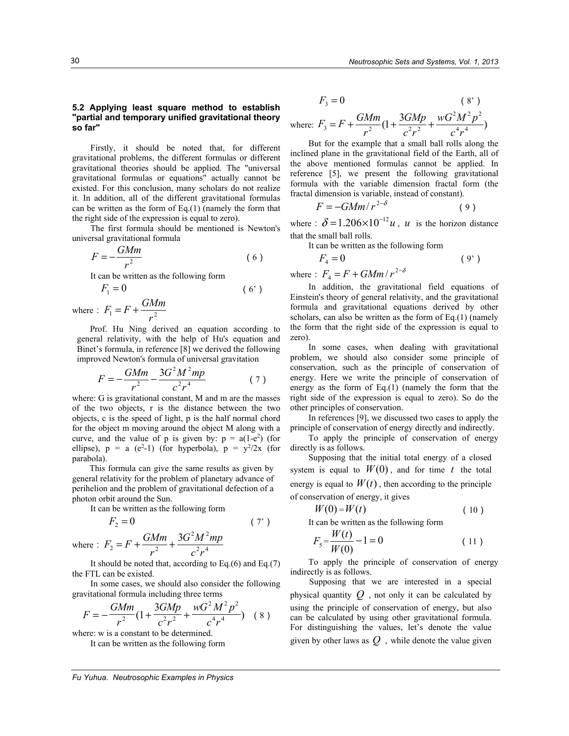### 5.2 Applying least square method to establish "partial and temporary unified gravitational theory so far"

Firstly, it should be noted that, for different gravitational problems, the different formulas or different gravitational theories should be applied. The "universal gravitational formulas or equations" actually cannot be existed. For this conclusion, many scholars do not realize it. In addition, all of the different gravitational formulas can be written as the form of Eq.(1) (namely the form that the right side of the expression is equal to zero).

The first formula should be mentioned is Newton's universal gravitational formula

$$F = -\frac{GMm}{r^2} \quad (6)$$

It can be written as the following form

$$F_1 = 0 \quad (6')$$

where: $F_1 = F + \frac{GMm}{r^2}$

Prof. Hu Ning derived an equation according to general relativity, with the help of Hu's equation and Binet's formula, in reference [8] we derived the following improved Newton's formula of universal gravitation

$$F = -\frac{GMm}{r^2} - \frac{3G^2M^2mp}{c^2r^4} \quad (7)$$

where: G is gravitational constant, M and m are the masses of the two objects, r is the distance between the two objects, c is the speed of light, p is the half normal chord for the object m moving around the object M along with a curve, and the value of p is given by: $p = a(1-e^2)$ (for ellipse), $p = a(e^2-1)$ (for hyperbola), $p = y^2/2x$ (for parabola).

This formula can give the same results as given by general relativity for the problem of planetary advance of perihelion and the problem of gravitational defection of a photon orbit around the Sun.

It can be written as the following form

$$F_2 = 0 \quad (7')$$

where: $F_2 = F + \frac{GMm}{r^2} + \frac{3G^2M^2mp}{c^2r^4}$

It should be noted that, according to Eq.(6) and Eq.(7) the FTL can be existed.

In some cases, we should also consider the following gravitational formula including three terms

$$F = -\frac{GMm}{r^2}\left(1 + \frac{3GMp}{c^2r^2} + \frac{wG^2M^2p^2}{c^4r^4}\right) \quad (8)$$

where: w is a constant to be determined.

It can be written as the following form

$$F_3 = 0 \quad (8')$$

where: $F_3 = F + \frac{GMm}{r^2}\left(1 + \frac{3GMp}{c^2r^2} + \frac{wG^2M^2p^2}{c^4r^4}\right)$

But for the example that a small ball rolls along the inclined plane in the gravitational field of the Earth, all of the above mentioned formulas cannot be applied. In reference [5], we present the following gravitational formula with the variable dimension fractal form (the fractal dimension is variable, instead of constant).

$$F = -GMm/r^{2-\delta} \quad (9)$$

where: $\delta = 1.206 \times 10^{-12}u$, $u$ is the horizon distance that the small ball rolls.

It can be written as the following form

$$F_4 = 0 \quad (9')$$

where: $F_4 = F + GMm/r^{2-\delta}$

In addition, the gravitational field equations of Einstein's theory of general relativity, and the gravitational formula and gravitational equations derived by other scholars, can also be written as the form of Eq.(1) (namely the form that the right side of the expression is equal to zero).

In some cases, when dealing with gravitational problem, we should also consider some principle of conservation, such as the principle of conservation of energy. Here we write the principle of conservation of energy as the form of Eq.(1) (namely the form that the right side of the expression is equal to zero). So do the other principles of conservation.

In references [9], we discussed two cases to apply the principle of conservation of energy directly and indirectly.

To apply the principle of conservation of energy directly is as follows.

Supposing that the initial total energy of a closed system is equal to $W(0)$, and for time $t$ the total energy is equal to $W(t)$, then according to the principle of conservation of energy, it gives

$$W(0) = W(t) \quad (10)$$

It can be written as the following form

$$F_5 = \frac{W(t)}{W(0)} - 1 = 0 \quad (11)$$

To apply the principle of conservation of energy indirectly is as follows.

Supposing that we are interested in a special physical quantity $Q$, not only it can be calculated by using the principle of conservation of energy, but also can be calculated by using other gravitational formula. For distinguishing the values, let's denote the value given by other laws as $Q$, while denote the value given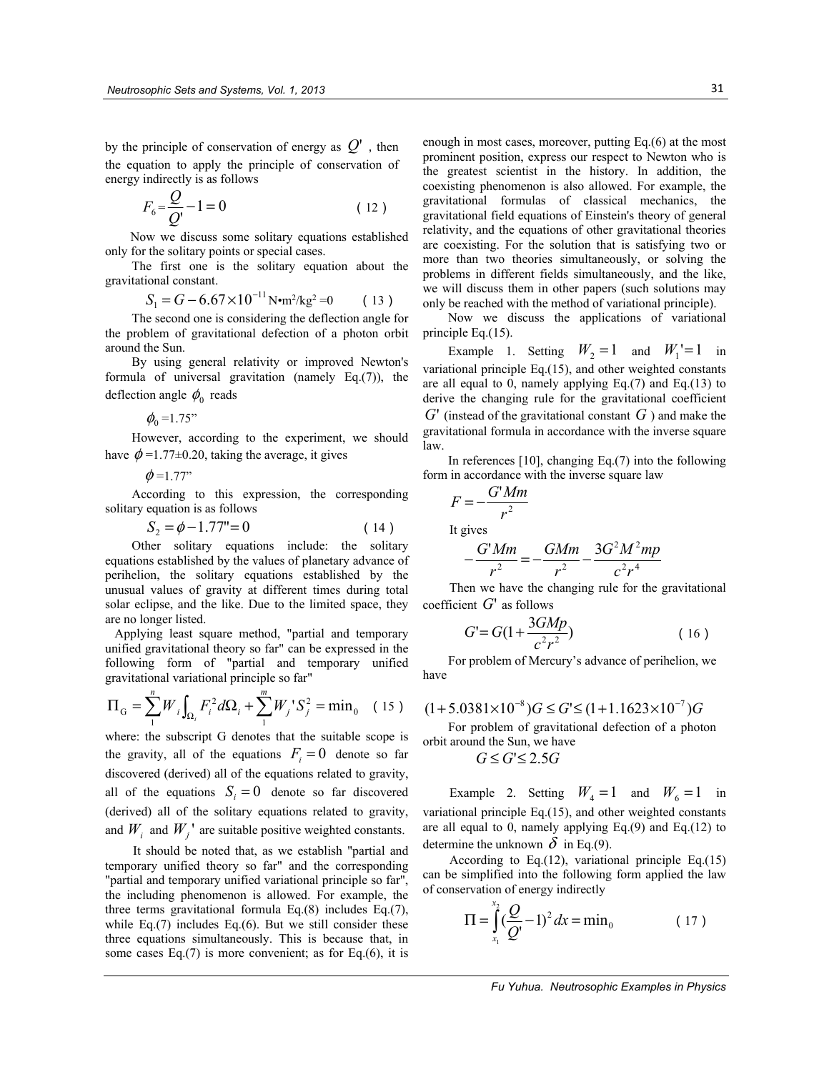by the principle of conservation of energy as $Q'$, then the equation to apply the principle of conservation of energy indirectly is as follows

$$F_6 = \frac{Q}{Q'} - 1 = 0 \qquad (12)$$

Now we discuss some solitary equations established only for the solitary points or special cases.

The first one is the solitary equation about the gravitational constant.

$$S_1 = G - 6.67\times10^{-11}\ \text{N•m}^2/\text{kg}^2 = 0 \qquad (13)$$

The second one is considering the deflection angle for the problem of gravitational defection of a photon orbit around the Sun.

By using general relativity or improved Newton's formula of universal gravitation (namely Eq.(7)), the deflection angle $\phi_0$ reads

$\phi_0$ =1.75"

However, according to the experiment, we should have $\phi$ =1.77±0.20, taking the average, it gives

$\phi$ =1.77"

According to this expression, the corresponding solitary equation is as follows

$$S_2 = \phi - 1.77" = 0 \qquad (14)$$

Other solitary equations include: the solitary equations established by the values of planetary advance of perihelion, the solitary equations established by the unusual values of gravity at different times during total solar eclipse, and the like. Due to the limited space, they are no longer listed.

Applying least square method, "partial and temporary unified gravitational theory so far" can be expressed in the following form of "partial and temporary unified gravitational variational principle so far"

$$\Pi_G = \sum_1^n W_i \int_{\Omega_i} F_i^2 d\Omega_i + \sum_1^m W_j' S_j^2 = \min_0 \qquad (15)$$

where: the subscript G denotes that the suitable scope is the gravity, all of the equations $F_i = 0$ denote so far discovered (derived) all of the equations related to gravity, all of the equations $S_i = 0$ denote so far discovered (derived) all of the solitary equations related to gravity, and $W_i$ and $W_j'$ are suitable positive weighted constants.

It should be noted that, as we establish "partial and temporary unified theory so far" and the corresponding "partial and temporary unified variational principle so far", the including phenomenon is allowed. For example, the three terms gravitational formula Eq.(8) includes Eq.(7), while Eq.(7) includes Eq.(6). But we still consider these three equations simultaneously. This is because that, in some cases Eq.(7) is more convenient; as for Eq.(6), it is enough in most cases, moreover, putting Eq.(6) at the most prominent position, express our respect to Newton who is the greatest scientist in the history. In addition, the coexisting phenomenon is also allowed. For example, the gravitational formulas of classical mechanics, the gravitational field equations of Einstein's theory of general relativity, and the equations of other gravitational theories are coexisting. For the solution that is satisfying two or more than two theories simultaneously, or solving the problems in different fields simultaneously, and the like, we will discuss them in other papers (such solutions may only be reached with the method of variational principle).

Now we discuss the applications of variational principle Eq.(15).

Example 1. Setting $W_2 = 1$ and $W_1' = 1$ in variational principle Eq.(15), and other weighted constants are all equal to 0, namely applying Eq.(7) and Eq.(13) to derive the changing rule for the gravitational coefficient $G'$ (instead of the gravitational constant $G$) and make the gravitational formula in accordance with the inverse square law.

In references [10], changing Eq.(7) into the following form in accordance with the inverse square law

$$F = -\frac{G'Mm}{r^2}$$

It gives

$$-\frac{G'Mm}{r^2} = -\frac{GMm}{r^2} - \frac{3G^2M^2mp}{c^2r^4}$$

Then we have the changing rule for the gravitational coefficient $G'$ as follows

$$G' = G\left(1 + \frac{3GMp}{c^2r^2}\right) \qquad (16)$$

For problem of Mercury's advance of perihelion, we have

$$(1 + 5.0381\times10^{-8})G \le G' \le (1 + 1.1623\times10^{-7})G$$

For problem of gravitational defection of a photon orbit around the Sun, we have

$$G \le G' \le 2.5G$$

Example 2. Setting $W_4 = 1$ and $W_6 = 1$ in variational principle Eq.(15), and other weighted constants are all equal to 0, namely applying Eq.(9) and Eq.(12) to determine the unknown $\delta$ in Eq.(9).

According to Eq.(12), variational principle Eq.(15) can be simplified into the following form applied the law of conservation of energy indirectly

$$\Pi = \int_{x_1}^{x_2} \left(\frac{Q}{Q'} - 1\right)^2 dx = \min_0 \qquad (17)$$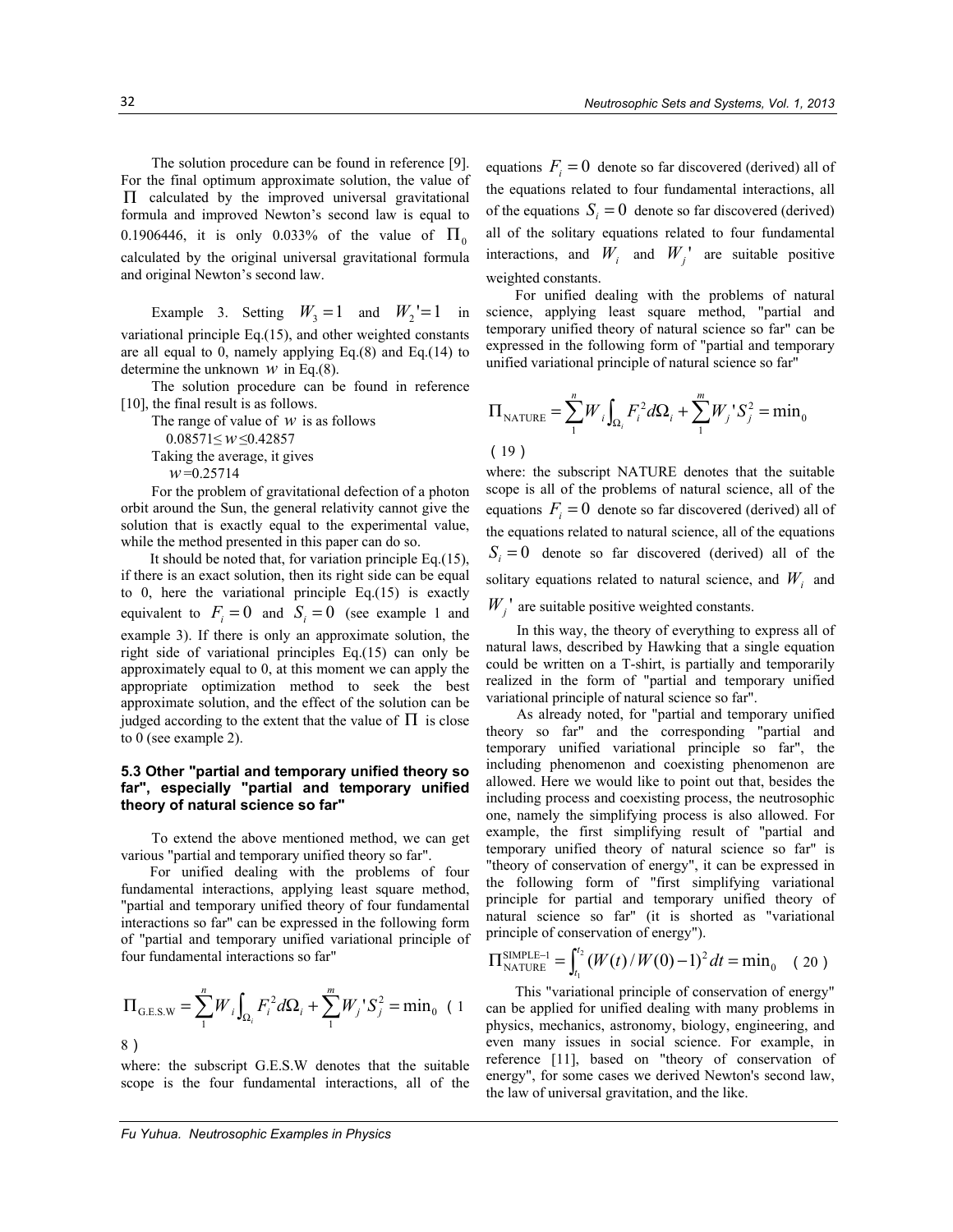The solution procedure can be found in reference [9]. For the final optimum approximate solution, the value of $\Pi$ calculated by the improved universal gravitational formula and improved Newton's second law is equal to 0.1906446, it is only 0.033% of the value of $\Pi_0$ calculated by the original universal gravitational formula and original Newton's second law.

Example 3. Setting $W_3 = 1$ and $W_2' = 1$ in variational principle Eq.(15), and other weighted constants are all equal to 0, namely applying Eq.(8) and Eq.(14) to determine the unknown $w$ in Eq.(8).

The solution procedure can be found in reference [10], the final result is as follows.

The range of value of $w$ is as follows

$0.08571 \le w \le 0.42857$

Taking the average, it gives

$w = 0.25714$

For the problem of gravitational defection of a photon orbit around the Sun, the general relativity cannot give the solution that is exactly equal to the experimental value, while the method presented in this paper can do so.

It should be noted that, for variation principle Eq.(15), if there is an exact solution, then its right side can be equal to 0, here the variational principle Eq.(15) is exactly equivalent to $F_i = 0$ and $S_i = 0$ (see example 1 and example 3). If there is only an approximate solution, the right side of variational principles Eq.(15) can only be approximately equal to 0, at this moment we can apply the appropriate optimization method to seek the best approximate solution, and the effect of the solution can be judged according to the extent that the value of $\Pi$ is close to 0 (see example 2).

### 5.3 Other "partial and temporary unified theory so far", especially "partial and temporary unified theory of natural science so far"

To extend the above mentioned method, we can get various "partial and temporary unified theory so far".

For unified dealing with the problems of four fundamental interactions, applying least square method, "partial and temporary unified theory of four fundamental interactions so far" can be expressed in the following form of "partial and temporary unified variational principle of four fundamental interactions so far"

$$\Pi_{\text{G.E.S.W}} = \sum_{1}^{n} W_i \int_{\Omega_i} F_i^2 d\Omega_i + \sum_{1}^{m} W_j' S_j^2 = \min_0 \quad (18)$$

where: the subscript G.E.S.W denotes that the suitable scope is the four fundamental interactions, all of the equations $F_i = 0$ denote so far discovered (derived) all of the equations related to four fundamental interactions, all of the equations $S_i = 0$ denote so far discovered (derived) all of the solitary equations related to four fundamental interactions, and $W_i$ and $W_j'$ are suitable positive weighted constants.

For unified dealing with the problems of natural science, applying least square method, "partial and temporary unified theory of natural science so far" can be expressed in the following form of "partial and temporary unified variational principle of natural science so far"

$$\Pi_{\text{NATURE}} = \sum_{1}^{n} W_i \int_{\Omega_i} F_i^2 d\Omega_i + \sum_{1}^{m} W_j' S_j^2 = \min_0 \quad (19)$$

where: the subscript NATURE denotes that the suitable scope is all of the problems of natural science, all of the equations $F_i = 0$ denote so far discovered (derived) all of the equations related to natural science, all of the equations $S_i = 0$ denote so far discovered (derived) all of the solitary equations related to natural science, and $W_i$ and $W_j'$ are suitable positive weighted constants.

In this way, the theory of everything to express all of natural laws, described by Hawking that a single equation could be written on a T-shirt, is partially and temporarily realized in the form of "partial and temporary unified variational principle of natural science so far".

As already noted, for "partial and temporary unified theory so far" and the corresponding "partial and temporary unified variational principle so far", the including phenomenon and coexisting phenomenon are allowed. Here we would like to point out that, besides the including process and coexisting process, the neutrosophic one, namely the simplifying process is also allowed. For example, the first simplifying result of "partial and temporary unified theory of natural science so far" is "theory of conservation of energy", it can be expressed in the following form of "first simplifying variational principle for partial and temporary unified theory of natural science so far" (it is shorted as "variational principle of conservation of energy").

$$\Pi_{\text{NATURE}}^{\text{SIMPLE}-1} = \int_{t_1}^{t_2} (W(t)/W(0) - 1)^2 dt = \min_0 \quad (20)$$

This "variational principle of conservation of energy" can be applied for unified dealing with many problems in physics, mechanics, astronomy, biology, engineering, and even many issues in social science. For example, in reference [11], based on "theory of conservation of energy", for some cases we derived Newton's second law, the law of universal gravitation, and the like.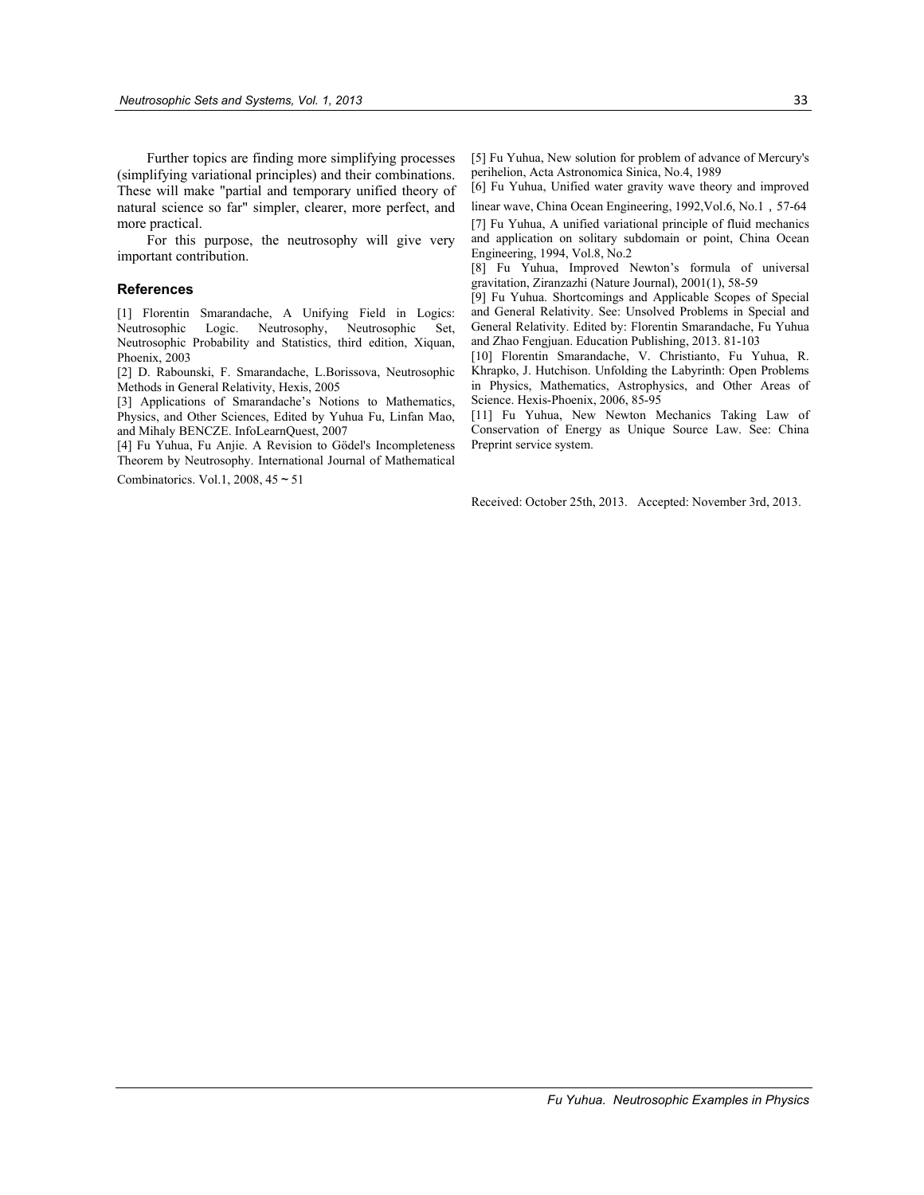Further topics are finding more simplifying processes (simplifying variational principles) and their combinations. These will make "partial and temporary unified theory of natural science so far" simpler, clearer, more perfect, and more practical.

For this purpose, the neutrosophy will give very important contribution.

## References

[1] Florentin Smarandache, A Unifying Field in Logics: Neutrosophic Logic. Neutrosophy, Neutrosophic Set, Neutrosophic Probability and Statistics, third edition, Xiquan, Phoenix, 2003

[2] D. Rabounski, F. Smarandache, L.Borissova, Neutrosophic Methods in General Relativity, Hexis, 2005

[3] Applications of Smarandache's Notions to Mathematics, Physics, and Other Sciences, Edited by Yuhua Fu, Linfan Mao, and Mihaly BENCZE. InfoLearnQuest, 2007

[4] Fu Yuhua, Fu Anjie. A Revision to Gödel's Incompleteness Theorem by Neutrosophy. International Journal of Mathematical Combinatorics. Vol.1, 2008, 45～51

[5] Fu Yuhua, New solution for problem of advance of Mercury's perihelion, Acta Astronomica Sinica, No.4, 1989

[6] Fu Yuhua, Unified water gravity wave theory and improved linear wave, China Ocean Engineering, 1992,Vol.6, No.1，57-64

[7] Fu Yuhua, A unified variational principle of fluid mechanics and application on solitary subdomain or point, China Ocean Engineering, 1994, Vol.8, No.2

[8] Fu Yuhua, Improved Newton's formula of universal gravitation, Ziranzazhi (Nature Journal), 2001(1), 58-59

[9] Fu Yuhua. Shortcomings and Applicable Scopes of Special and General Relativity. See: Unsolved Problems in Special and General Relativity. Edited by: Florentin Smarandache, Fu Yuhua and Zhao Fengjuan. Education Publishing, 2013. 81-103

[10] Florentin Smarandache, V. Christianto, Fu Yuhua, R. Khrapko, J. Hutchison. Unfolding the Labyrinth: Open Problems in Physics, Mathematics, Astrophysics, and Other Areas of Science. Hexis-Phoenix, 2006, 85-95

[11] Fu Yuhua, New Newton Mechanics Taking Law of Conservation of Energy as Unique Source Law. See: China Preprint service system.

Received: October 25th, 2013. Accepted: November 3rd, 2013.